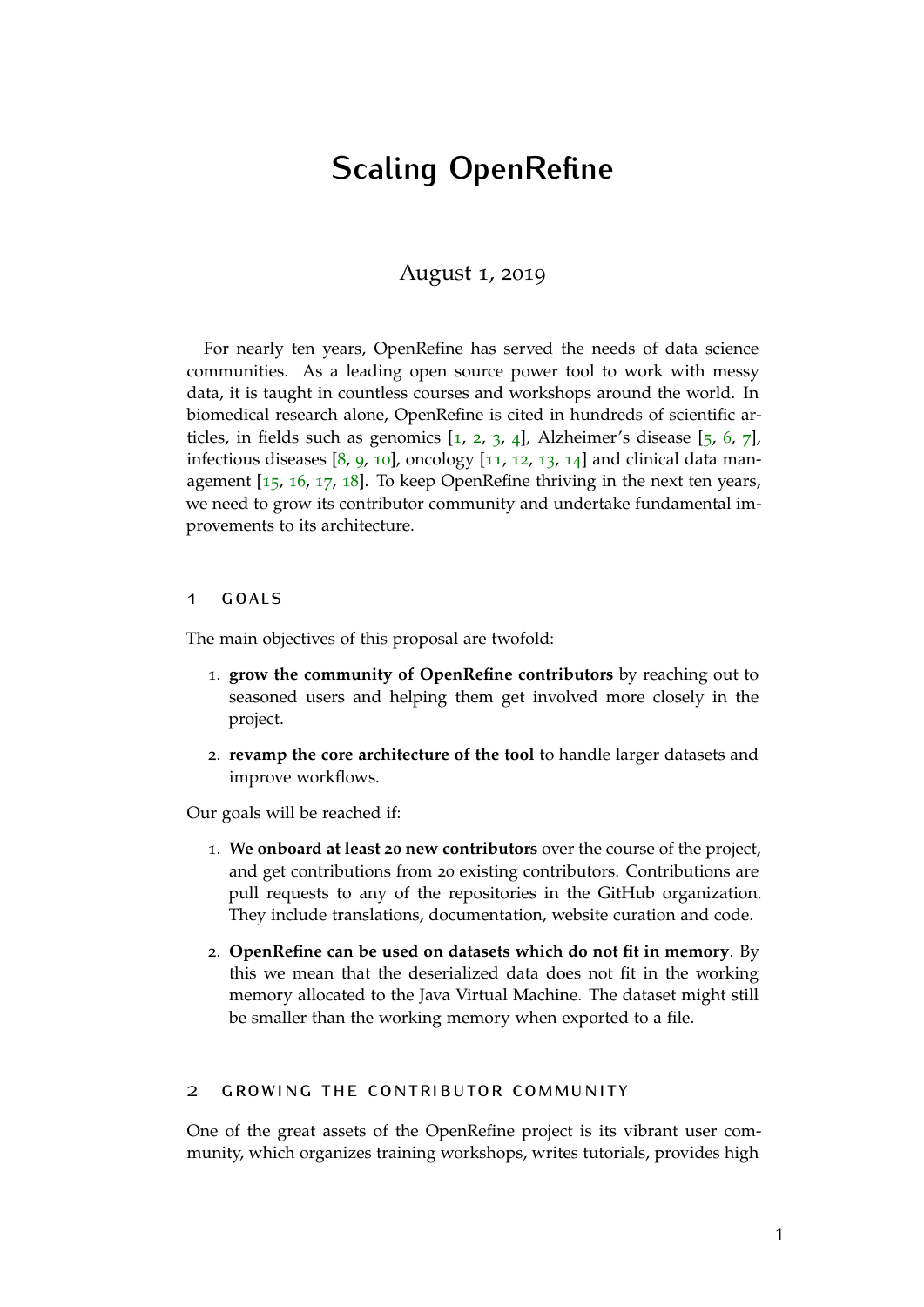# Scaling OpenRefine

August 1, 2019

For nearly ten years, OpenRefine has served the needs of data science communities. As a leading open source power tool to work with messy data, it is taught in countless courses and workshops around the world. In biomedical research alone, OpenRefine is cited in hundreds of scientific articles, in fields such as genomics [1, 2, 3, 4], Alzheimer's disease [5, 6, 7], infectious diseases [8, 9, 10], oncology [11, 12, 13, 14] and clinical data management [15, 16, 17, 18]. To keep OpenRefine thriving in the next ten years, we need to grow its contributor community and undertake fundamental improvements to its architecture.

## 1 GOALS

The main objectives of this proposal are twofold:

1. **grow the community of OpenRefine contributors** by reaching out to seasoned users and helping them get involved more closely in the project.
2. **revamp the core architecture of the tool** to handle larger datasets and improve workflows.

Our goals will be reached if:

1. **We onboard at least 20 new contributors** over the course of the project, and get contributions from 20 existing contributors. Contributions are pull requests to any of the repositories in the GitHub organization. They include translations, documentation, website curation and code.
2. **OpenRefine can be used on datasets which do not fit in memory**. By this we mean that the deserialized data does not fit in the working memory allocated to the Java Virtual Machine. The dataset might still be smaller than the working memory when exported to a file.

## 2 GROWING THE CONTRIBUTOR COMMUNITY

One of the great assets of the OpenRefine project is its vibrant user community, which organizes training workshops, writes tutorials, provides high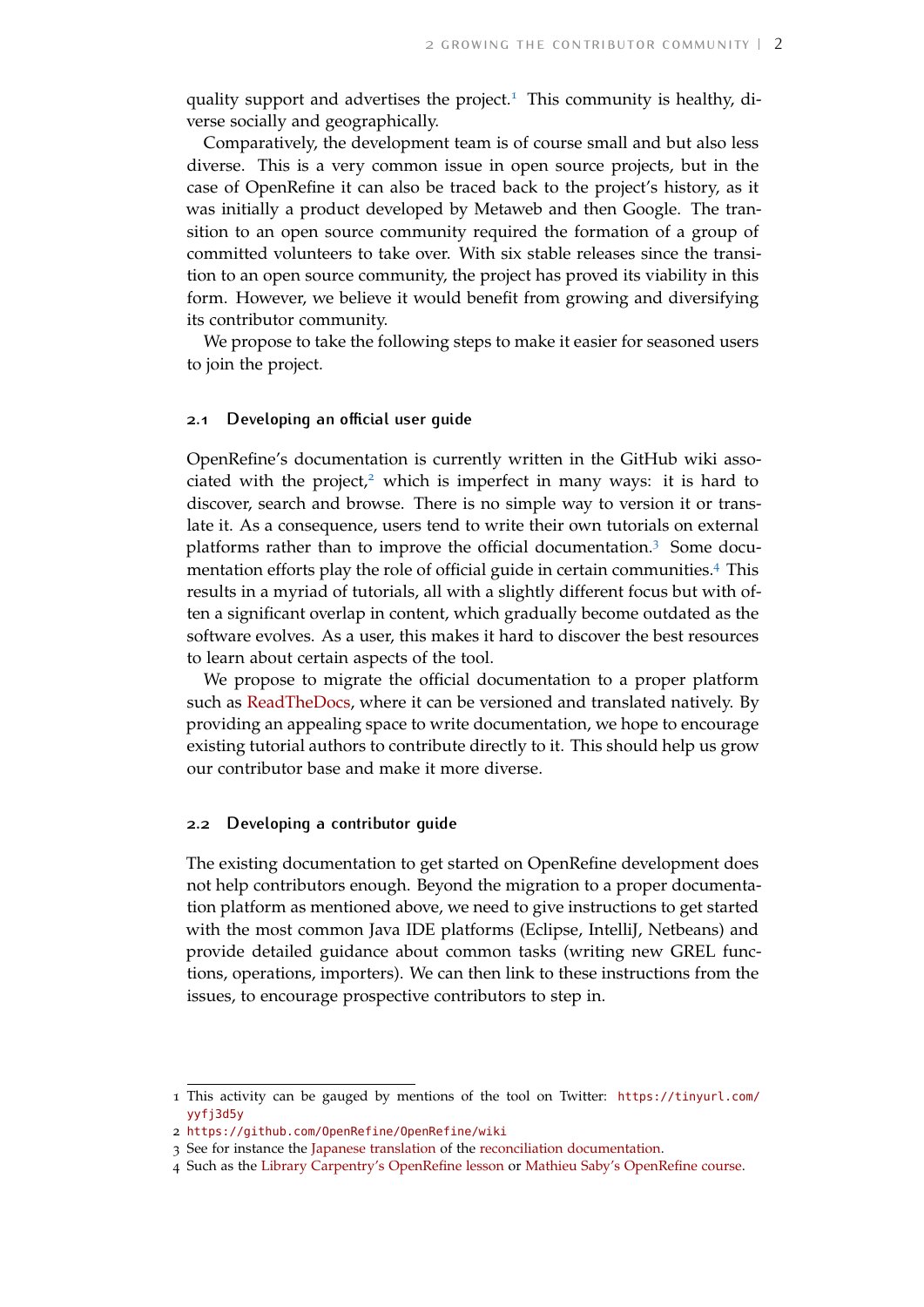quality support and advertises the project.[1] This community is healthy, diverse socially and geographically.

Comparatively, the development team is of course small and but also less diverse. This is a very common issue in open source projects, but in the case of OpenRefine it can also be traced back to the project's history, as it was initially a product developed by Metaweb and then Google. The transition to an open source community required the formation of a group of committed volunteers to take over. With six stable releases since the transition to an open source community, the project has proved its viability in this form. However, we believe it would benefit from growing and diversifying its contributor community.

We propose to take the following steps to make it easier for seasoned users to join the project.

### 2.1 Developing an official user guide

OpenRefine's documentation is currently written in the GitHub wiki associated with the project,[2] which is imperfect in many ways: it is hard to discover, search and browse. There is no simple way to version it or translate it. As a consequence, users tend to write their own tutorials on external platforms rather than to improve the official documentation.[3] Some documentation efforts play the role of official guide in certain communities.[4] This results in a myriad of tutorials, all with a slightly different focus but with often a significant overlap in content, which gradually become outdated as the software evolves. As a user, this makes it hard to discover the best resources to learn about certain aspects of the tool.

We propose to migrate the official documentation to a proper platform such as ReadTheDocs, where it can be versioned and translated natively. By providing an appealing space to write documentation, we hope to encourage existing tutorial authors to contribute directly to it. This should help us grow our contributor base and make it more diverse.

### 2.2 Developing a contributor guide

The existing documentation to get started on OpenRefine development does not help contributors enough. Beyond the migration to a proper documentation platform as mentioned above, we need to give instructions to get started with the most common Java IDE platforms (Eclipse, IntelliJ, Netbeans) and provide detailed guidance about common tasks (writing new GREL functions, operations, importers). We can then link to these instructions from the issues, to encourage prospective contributors to step in.

---

1 This activity can be gauged by mentions of the tool on Twitter: `https://tinyurl.com/yyfj3d5y`

2 `https://github.com/OpenRefine/OpenRefine/wiki`

3 See for instance the Japanese translation of the reconciliation documentation.

4 Such as the Library Carpentry's OpenRefine lesson or Mathieu Saby's OpenRefine course.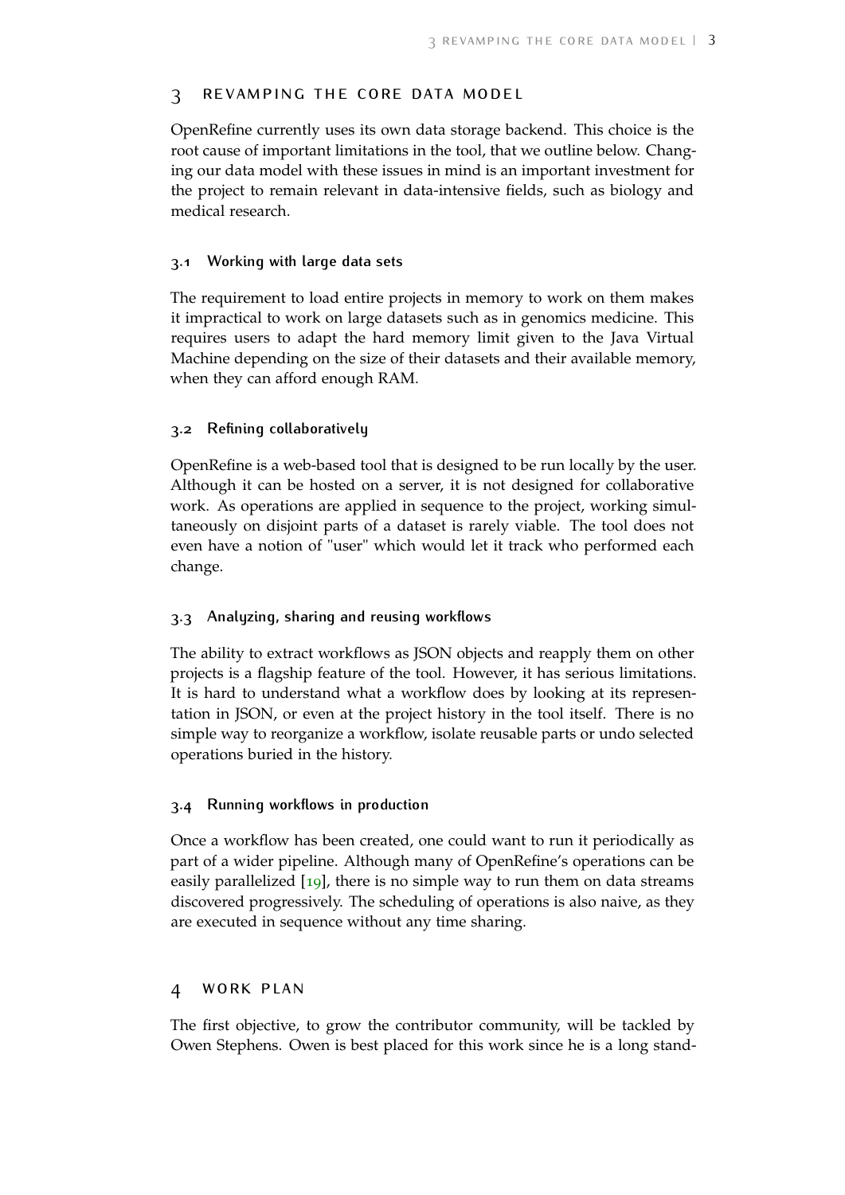## 3 REVAMPING THE CORE DATA MODEL

OpenRefine currently uses its own data storage backend. This choice is the root cause of important limitations in the tool, that we outline below. Changing our data model with these issues in mind is an important investment for the project to remain relevant in data-intensive fields, such as biology and medical research.

### 3.1 Working with large data sets

The requirement to load entire projects in memory to work on them makes it impractical to work on large datasets such as in genomics medicine. This requires users to adapt the hard memory limit given to the Java Virtual Machine depending on the size of their datasets and their available memory, when they can afford enough RAM.

### 3.2 Refining collaboratively

OpenRefine is a web-based tool that is designed to be run locally by the user. Although it can be hosted on a server, it is not designed for collaborative work. As operations are applied in sequence to the project, working simultaneously on disjoint parts of a dataset is rarely viable. The tool does not even have a notion of "user" which would let it track who performed each change.

### 3.3 Analyzing, sharing and reusing workflows

The ability to extract workflows as JSON objects and reapply them on other projects is a flagship feature of the tool. However, it has serious limitations. It is hard to understand what a workflow does by looking at its representation in JSON, or even at the project history in the tool itself. There is no simple way to reorganize a workflow, isolate reusable parts or undo selected operations buried in the history.

### 3.4 Running workflows in production

Once a workflow has been created, one could want to run it periodically as part of a wider pipeline. Although many of OpenRefine's operations can be easily parallelized [19], there is no simple way to run them on data streams discovered progressively. The scheduling of operations is also naive, as they are executed in sequence without any time sharing.

## 4 WORK PLAN

The first objective, to grow the contributor community, will be tackled by Owen Stephens. Owen is best placed for this work since he is a long stand-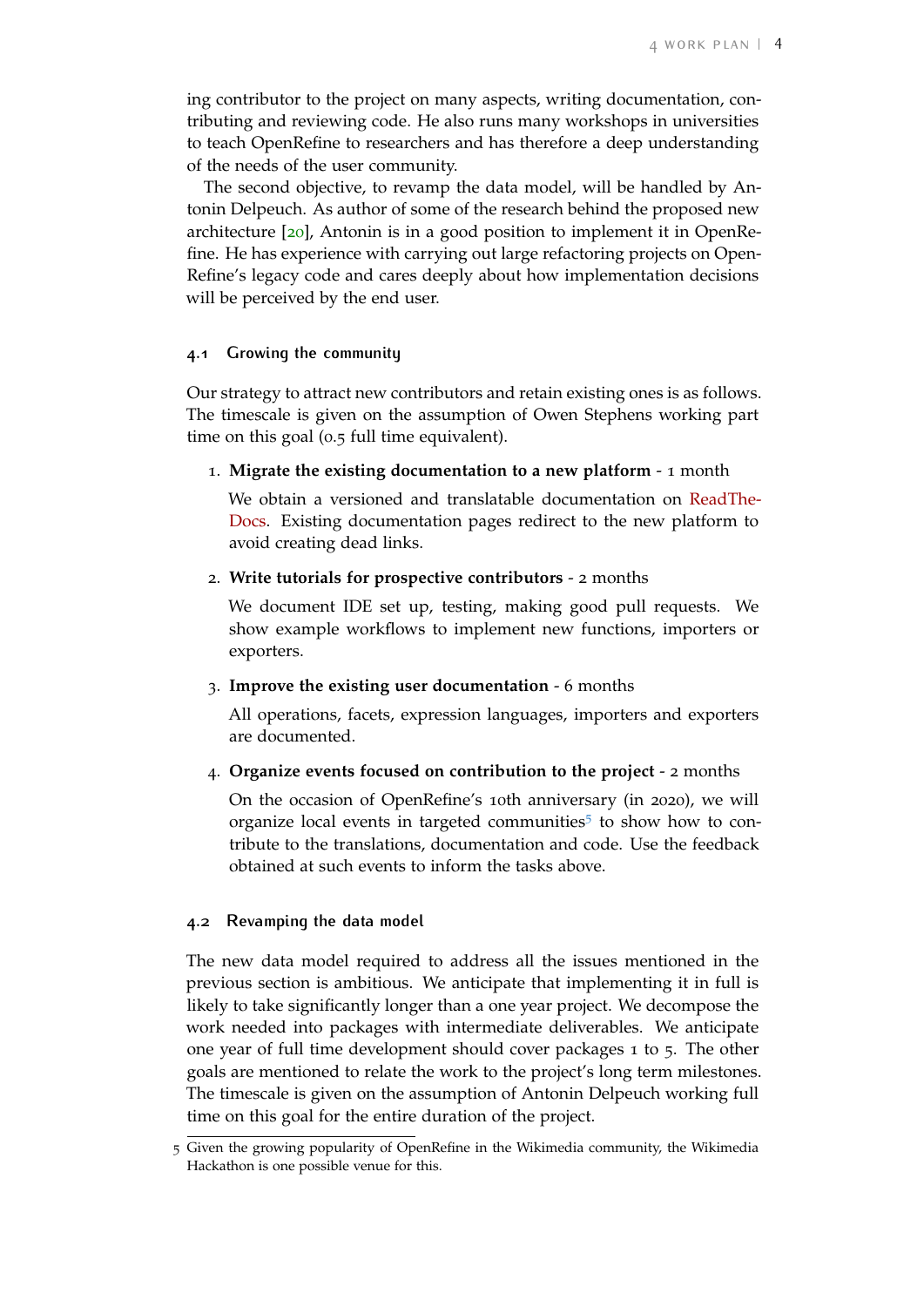ing contributor to the project on many aspects, writing documentation, contributing and reviewing code. He also runs many workshops in universities to teach OpenRefine to researchers and has therefore a deep understanding of the needs of the user community.

The second objective, to revamp the data model, will be handled by Antonin Delpeuch. As author of some of the research behind the proposed new architecture [20], Antonin is in a good position to implement it in OpenRefine. He has experience with carrying out large refactoring projects on OpenRefine's legacy code and cares deeply about how implementation decisions will be perceived by the end user.

### 4.1 Growing the community

Our strategy to attract new contributors and retain existing ones is as follows. The timescale is given on the assumption of Owen Stephens working part time on this goal (0.5 full time equivalent).

1. **Migrate the existing documentation to a new platform** - 1 month

   We obtain a versioned and translatable documentation on ReadTheDocs. Existing documentation pages redirect to the new platform to avoid creating dead links.

2. **Write tutorials for prospective contributors** - 2 months

   We document IDE set up, testing, making good pull requests. We show example workflows to implement new functions, importers or exporters.

3. **Improve the existing user documentation** - 6 months

   All operations, facets, expression languages, importers and exporters are documented.

4. **Organize events focused on contribution to the project** - 2 months

   On the occasion of OpenRefine's 10th anniversary (in 2020), we will organize local events in targeted communities[5] to show how to contribute to the translations, documentation and code. Use the feedback obtained at such events to inform the tasks above.

### 4.2 Revamping the data model

The new data model required to address all the issues mentioned in the previous section is ambitious. We anticipate that implementing it in full is likely to take significantly longer than a one year project. We decompose the work needed into packages with intermediate deliverables. We anticipate one year of full time development should cover packages 1 to 5. The other goals are mentioned to relate the work to the project's long term milestones. The timescale is given on the assumption of Antonin Delpeuch working full time on this goal for the entire duration of the project.

[5] Given the growing popularity of OpenRefine in the Wikimedia community, the Wikimedia Hackathon is one possible venue for this.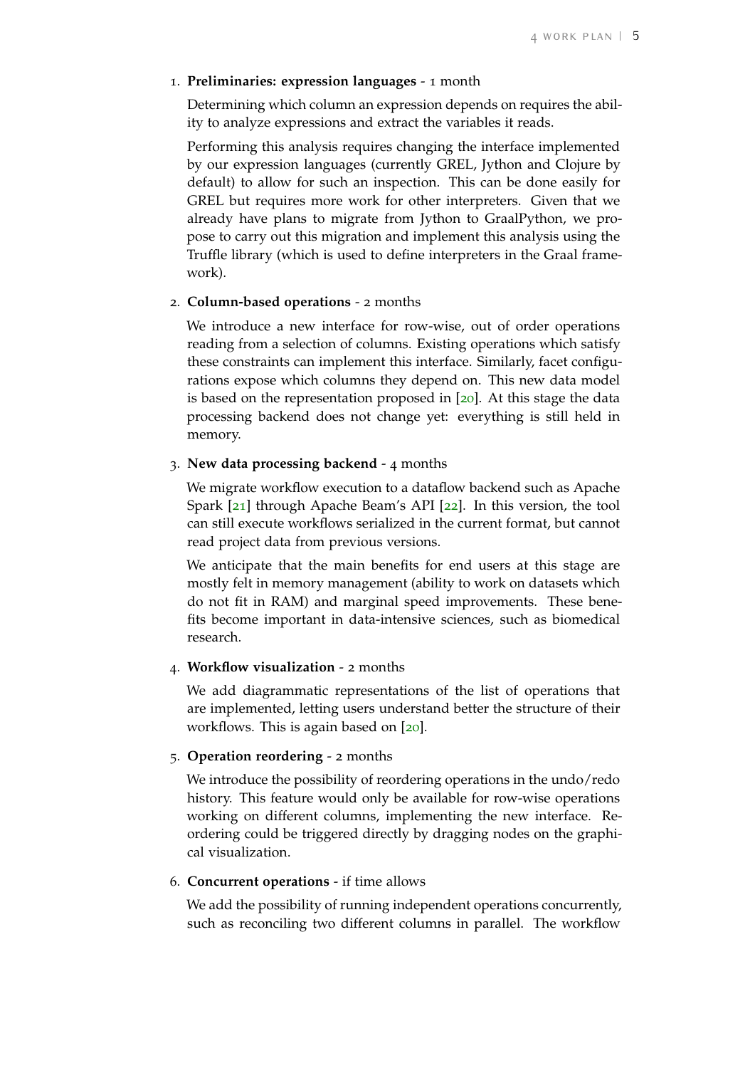1. **Preliminaries: expression languages** - 1 month

   Determining which column an expression depends on requires the ability to analyze expressions and extract the variables it reads.

   Performing this analysis requires changing the interface implemented by our expression languages (currently GREL, Jython and Clojure by default) to allow for such an inspection. This can be done easily for GREL but requires more work for other interpreters. Given that we already have plans to migrate from Jython to GraalPython, we propose to carry out this migration and implement this analysis using the Truffle library (which is used to define interpreters in the Graal framework).

2. **Column-based operations** - 2 months

   We introduce a new interface for row-wise, out of order operations reading from a selection of columns. Existing operations which satisfy these constraints can implement this interface. Similarly, facet configurations expose which columns they depend on. This new data model is based on the representation proposed in [20]. At this stage the data processing backend does not change yet: everything is still held in memory.

3. **New data processing backend** - 4 months

   We migrate workflow execution to a dataflow backend such as Apache Spark [21] through Apache Beam's API [22]. In this version, the tool can still execute workflows serialized in the current format, but cannot read project data from previous versions.

   We anticipate that the main benefits for end users at this stage are mostly felt in memory management (ability to work on datasets which do not fit in RAM) and marginal speed improvements. These benefits become important in data-intensive sciences, such as biomedical research.

4. **Workflow visualization** - 2 months

   We add diagrammatic representations of the list of operations that are implemented, letting users understand better the structure of their workflows. This is again based on [20].

5. **Operation reordering** - 2 months

   We introduce the possibility of reordering operations in the undo/redo history. This feature would only be available for row-wise operations working on different columns, implementing the new interface. Reordering could be triggered directly by dragging nodes on the graphical visualization.

6. **Concurrent operations** - if time allows

   We add the possibility of running independent operations concurrently, such as reconciling two different columns in parallel. The workflow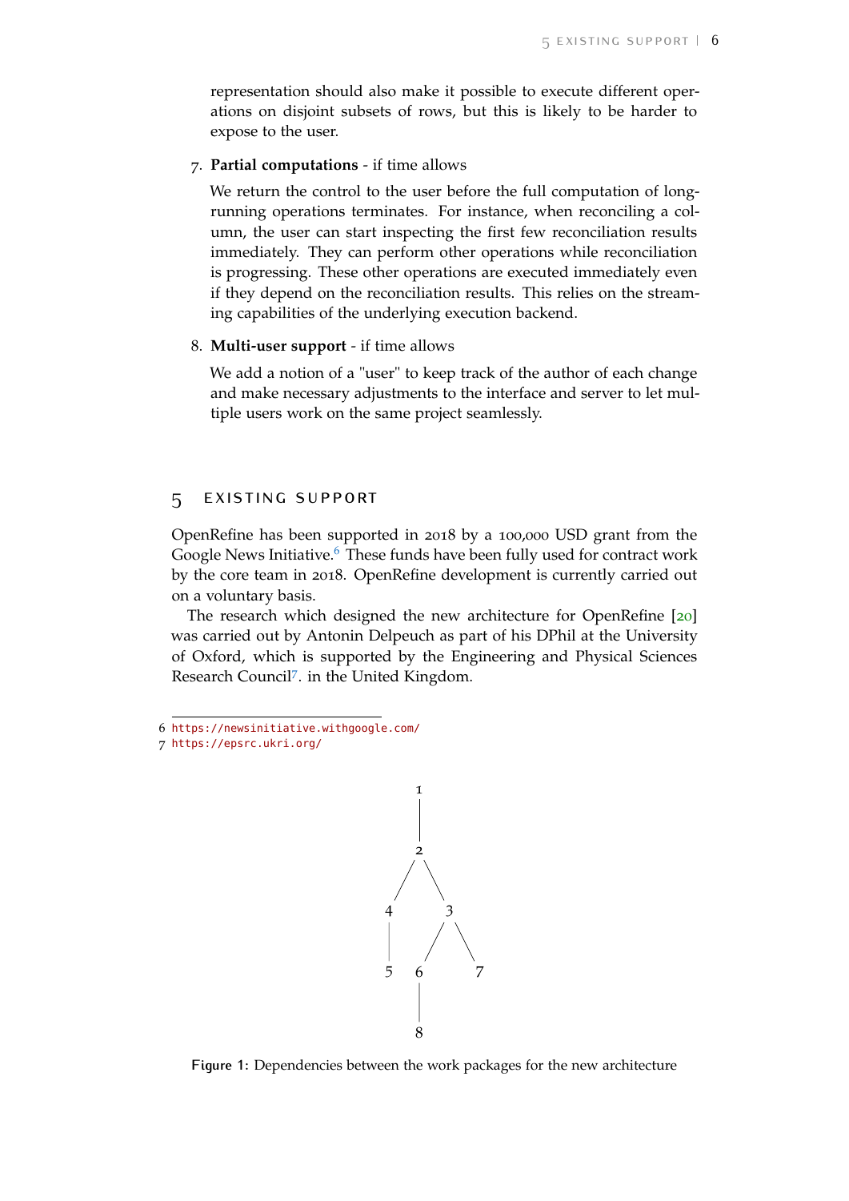representation should also make it possible to execute different operations on disjoint subsets of rows, but this is likely to be harder to expose to the user.

7. **Partial computations** - if time allows

   We return the control to the user before the full computation of long-running operations terminates. For instance, when reconciling a column, the user can start inspecting the first few reconciliation results immediately. They can perform other operations while reconciliation is progressing. These other operations are executed immediately even if they depend on the reconciliation results. This relies on the streaming capabilities of the underlying execution backend.

8. **Multi-user support** - if time allows

   We add a notion of a "user" to keep track of the author of each change and make necessary adjustments to the interface and server to let multiple users work on the same project seamlessly.

## 5 EXISTING SUPPORT

OpenRefine has been supported in 2018 by a 100,000 USD grant from the Google News Initiative.[6] These funds have been fully used for contract work by the core team in 2018. OpenRefine development is currently carried out on a voluntary basis.

The research which designed the new architecture for OpenRefine [20] was carried out by Antonin Delpeuch as part of his DPhil at the University of Oxford, which is supported by the Engineering and Physical Sciences Research Council[7]. in the United Kingdom.

6 https://newsinitiative.withgoogle.com/
7 https://epsrc.ukri.org/

```
        1
        |
        2
       / \
      4   3
      |  / \
      5 6   7
        |
        8
```

Figure 1: Dependencies between the work packages for the new architecture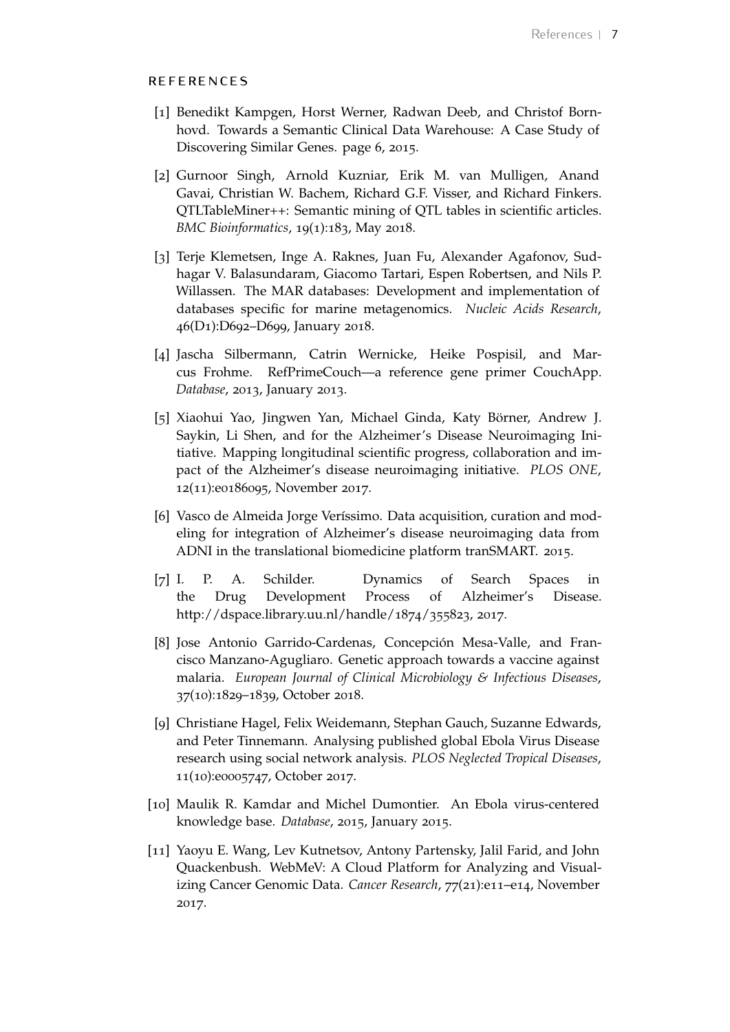## REFERENCES

[1] Benedikt Kampgen, Horst Werner, Radwan Deeb, and Christof Bornhovd. Towards a Semantic Clinical Data Warehouse: A Case Study of Discovering Similar Genes. page 6, 2015.

[2] Gurnoor Singh, Arnold Kuzniar, Erik M. van Mulligen, Anand Gavai, Christian W. Bachem, Richard G.F. Visser, and Richard Finkers. QTLTableMiner++: Semantic mining of QTL tables in scientific articles. *BMC Bioinformatics*, 19(1):183, May 2018.

[3] Terje Klemetsen, Inge A. Raknes, Juan Fu, Alexander Agafonov, Sudhagar V. Balasundaram, Giacomo Tartari, Espen Robertsen, and Nils P. Willassen. The MAR databases: Development and implementation of databases specific for marine metagenomics. *Nucleic Acids Research*, 46(D1):D692–D699, January 2018.

[4] Jascha Silbermann, Catrin Wernicke, Heike Pospisil, and Marcus Frohme. RefPrimeCouch—a reference gene primer CouchApp. *Database*, 2013, January 2013.

[5] Xiaohui Yao, Jingwen Yan, Michael Ginda, Katy Börner, Andrew J. Saykin, Li Shen, and for the Alzheimer's Disease Neuroimaging Initiative. Mapping longitudinal scientific progress, collaboration and impact of the Alzheimer's disease neuroimaging initiative. *PLOS ONE*, 12(11):e0186095, November 2017.

[6] Vasco de Almeida Jorge Veríssimo. Data acquisition, curation and modeling for integration of Alzheimer's disease neuroimaging data from ADNI in the translational biomedicine platform tranSMART. 2015.

[7] I. P. A. Schilder. Dynamics of Search Spaces in the Drug Development Process of Alzheimer's Disease. http://dspace.library.uu.nl/handle/1874/355823, 2017.

[8] Jose Antonio Garrido-Cardenas, Concepción Mesa-Valle, and Francisco Manzano-Agugliaro. Genetic approach towards a vaccine against malaria. *European Journal of Clinical Microbiology & Infectious Diseases*, 37(10):1829–1839, October 2018.

[9] Christiane Hagel, Felix Weidemann, Stephan Gauch, Suzanne Edwards, and Peter Tinnemann. Analysing published global Ebola Virus Disease research using social network analysis. *PLOS Neglected Tropical Diseases*, 11(10):e0005747, October 2017.

[10] Maulik R. Kamdar and Michel Dumontier. An Ebola virus-centered knowledge base. *Database*, 2015, January 2015.

[11] Yaoyu E. Wang, Lev Kutnetsov, Antony Partensky, Jalil Farid, and John Quackenbush. WebMeV: A Cloud Platform for Analyzing and Visualizing Cancer Genomic Data. *Cancer Research*, 77(21):e11–e14, November 2017.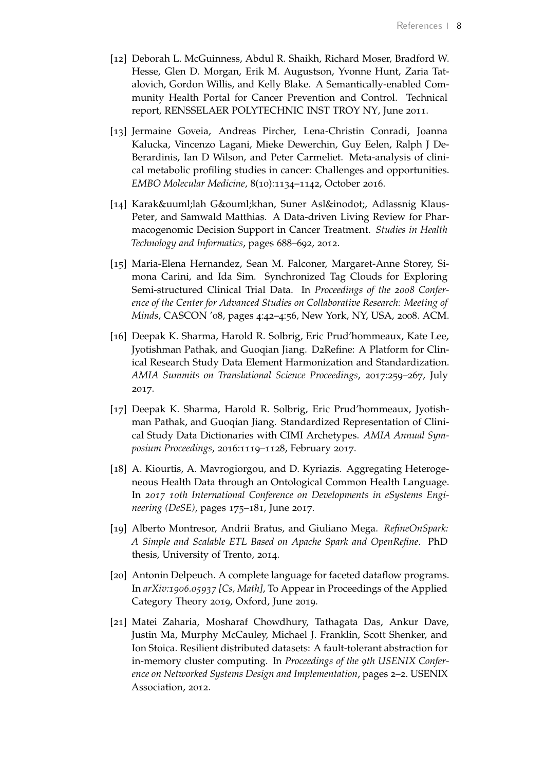[12] Deborah L. McGuinness, Abdul R. Shaikh, Richard Moser, Bradford W. Hesse, Glen D. Morgan, Erik M. Augustson, Yvonne Hunt, Zaria Tatalovich, Gordon Willis, and Kelly Blake. A Semantically-enabled Community Health Portal for Cancer Prevention and Control. Technical report, RENSSELAER POLYTECHNIC INST TROY NY, June 2011.

[13] Jermaine Goveia, Andreas Pircher, Lena-Christin Conradi, Joanna Kalucka, Vincenzo Lagani, Mieke Dewerchin, Guy Eelen, Ralph J DeBerardinis, Ian D Wilson, and Peter Carmeliet. Meta-analysis of clinical metabolic profiling studies in cancer: Challenges and opportunities. *EMBO Molecular Medicine*, 8(10):1134–1142, October 2016.

[14] Karak&uuml;lah G&ouml;khan, Suner Asl&inodot;, Adlassnig Klaus-Peter, and Samwald Matthias. A Data-driven Living Review for Pharmacogenomic Decision Support in Cancer Treatment. *Studies in Health Technology and Informatics*, pages 688–692, 2012.

[15] Maria-Elena Hernandez, Sean M. Falconer, Margaret-Anne Storey, Simona Carini, and Ida Sim. Synchronized Tag Clouds for Exploring Semi-structured Clinical Trial Data. In *Proceedings of the 2008 Conference of the Center for Advanced Studies on Collaborative Research: Meeting of Minds*, CASCON '08, pages 4:42–4:56, New York, NY, USA, 2008. ACM.

[16] Deepak K. Sharma, Harold R. Solbrig, Eric Prud'hommeaux, Kate Lee, Jyotishman Pathak, and Guoqian Jiang. D2Refine: A Platform for Clinical Research Study Data Element Harmonization and Standardization. *AMIA Summits on Translational Science Proceedings*, 2017:259–267, July 2017.

[17] Deepak K. Sharma, Harold R. Solbrig, Eric Prud'hommeaux, Jyotishman Pathak, and Guoqian Jiang. Standardized Representation of Clinical Study Data Dictionaries with CIMI Archetypes. *AMIA Annual Symposium Proceedings*, 2016:1119–1128, February 2017.

[18] A. Kiourtis, A. Mavrogiorgou, and D. Kyriazis. Aggregating Heterogeneous Health Data through an Ontological Common Health Language. In *2017 10th International Conference on Developments in eSystems Engineering (DeSE)*, pages 175–181, June 2017.

[19] Alberto Montresor, Andrii Bratus, and Giuliano Mega. *RefineOnSpark: A Simple and Scalable ETL Based on Apache Spark and OpenRefine*. PhD thesis, University of Trento, 2014.

[20] Antonin Delpeuch. A complete language for faceted dataflow programs. In *arXiv:1906.05937 [Cs, Math]*, To Appear in Proceedings of the Applied Category Theory 2019, Oxford, June 2019.

[21] Matei Zaharia, Mosharaf Chowdhury, Tathagata Das, Ankur Dave, Justin Ma, Murphy McCauley, Michael J. Franklin, Scott Shenker, and Ion Stoica. Resilient distributed datasets: A fault-tolerant abstraction for in-memory cluster computing. In *Proceedings of the 9th USENIX Conference on Networked Systems Design and Implementation*, pages 2–2. USENIX Association, 2012.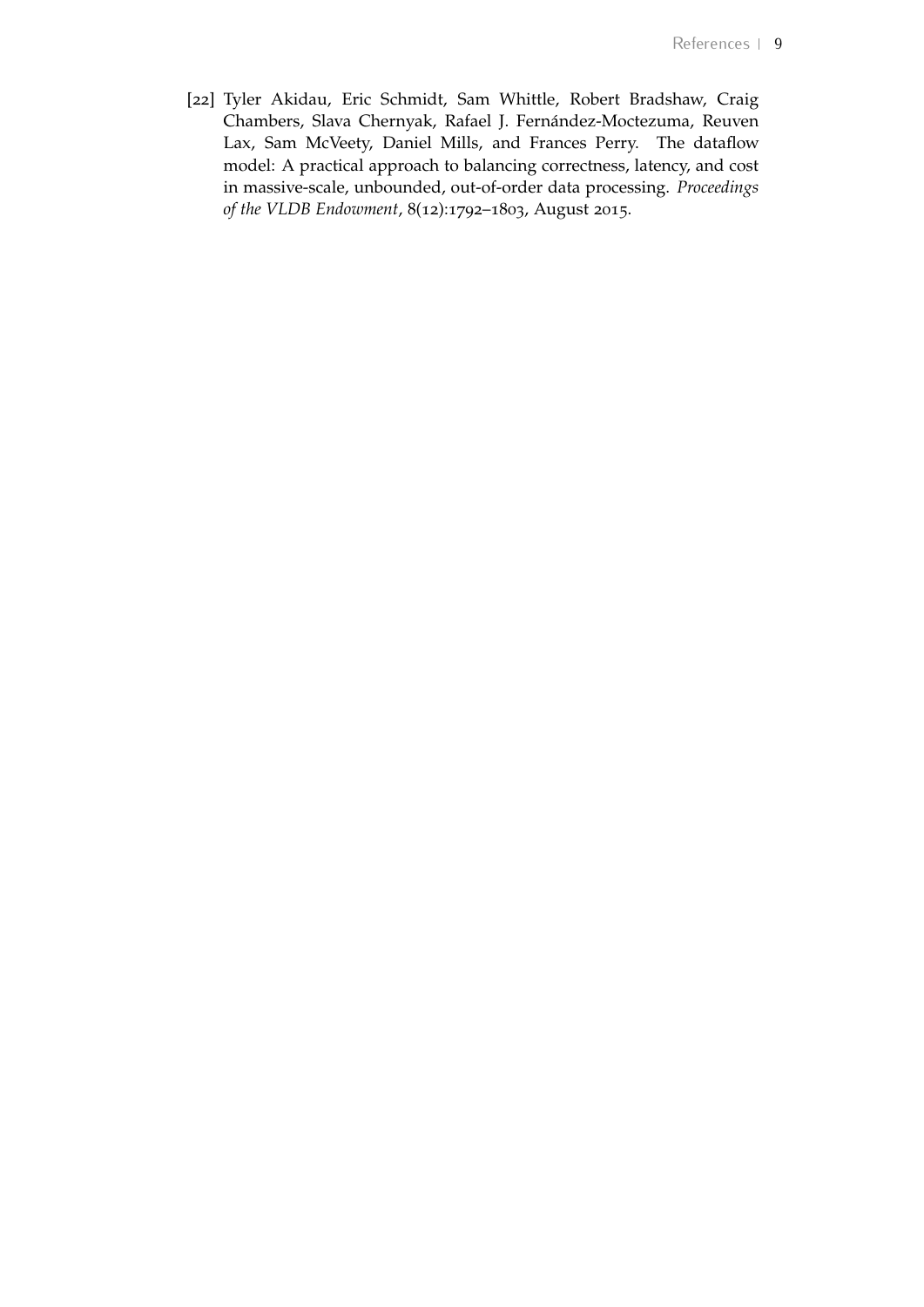[22] Tyler Akidau, Eric Schmidt, Sam Whittle, Robert Bradshaw, Craig Chambers, Slava Chernyak, Rafael J. Fernández-Moctezuma, Reuven Lax, Sam McVeety, Daniel Mills, and Frances Perry. The dataflow model: A practical approach to balancing correctness, latency, and cost in massive-scale, unbounded, out-of-order data processing. *Proceedings of the VLDB Endowment*, 8(12):1792–1803, August 2015.